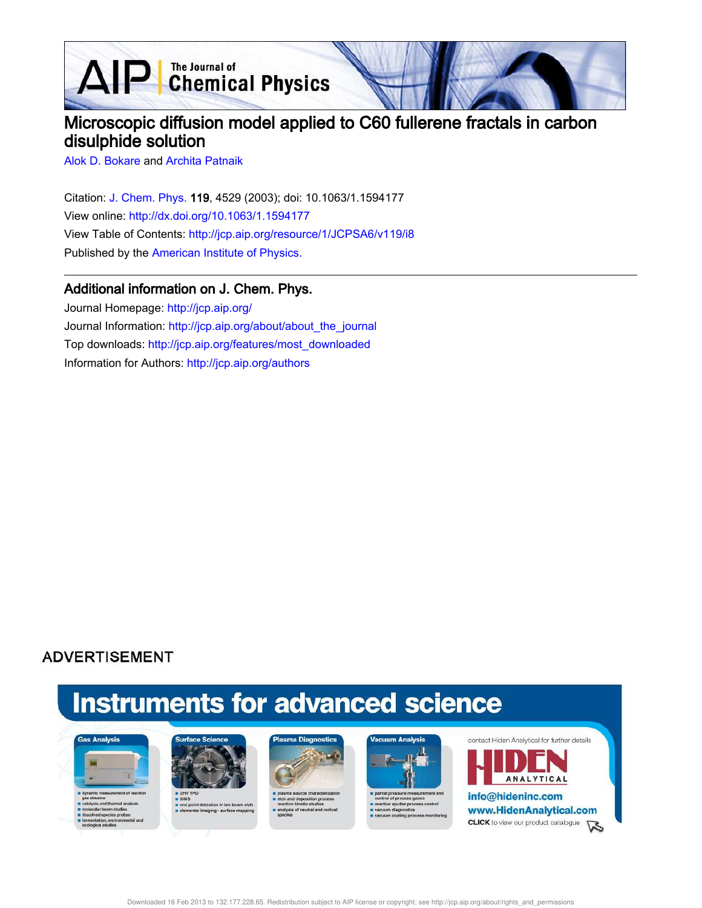# Microscopic diffusion model applied to C60 fullerene fractals in carbon disulphide solution

Alok D. Bokare and Archita Patnaik

Citation: J. Chem. Phys. **119**, 4529 (2003); doi: 10.1063/1.1594177

View online: http://dx.doi.org/10.1063/1.1594177

View Table of Contents: http://jcp.aip.org/resource/1/JCPSA6/v119/i8

Published by the American Institute of Physics.

## Additional information on J. Chem. Phys.

Journal Homepage: http://jcp.aip.org/

Journal Information: http://jcp.aip.org/about/about_the_journal

Top downloads: http://jcp.aip.org/features/most_downloaded

Information for Authors: http://jcp.aip.org/authors

ADVERTISEMENT

Instruments for advanced science

Gas Analysis
- dynamic measurement of reaction gas streams
- catalysis and thermal analysis
- molecular beam studies
- dissolved species probes
- fermentation, environmental and ecological studies

Surface Science
- UHV TPD
- SIMS
- end point detection in ion beam etch
- elemental imaging - surface mapping

Plasma Diagnostics
- plasma source characterization
- etch and deposition process reaction kinetic studies
- analysis of neutral and radical species

Vacuum Analysis
- partial pressure measurement and control of process gases
- reactive sputter process control
- vacuum diagnostics
- vacuum coating process monitoring

contact Hiden Analytical for further details

HIDEN ANALYTICAL

info@hideninc.com

www.HidenAnalytical.com

CLICK to view our product catalogue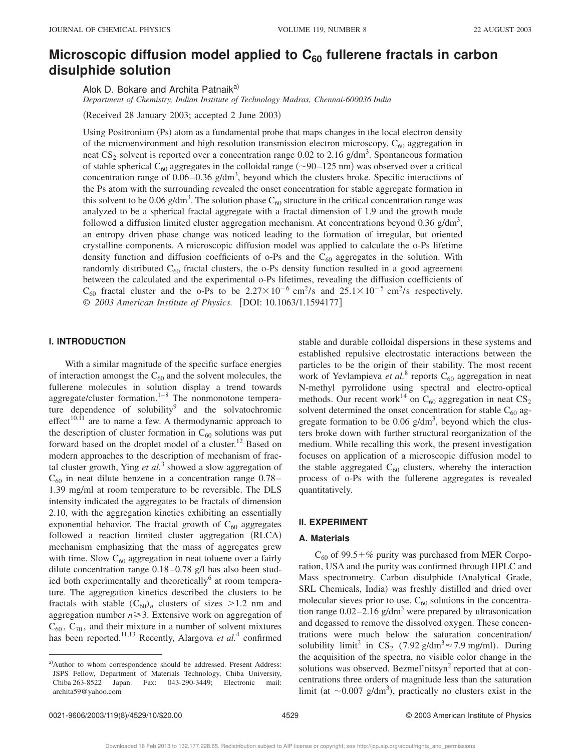# Microscopic diffusion model applied to $C_{60}$ fullerene fractals in carbon disulphide solution

Alok D. Bokare and Archita Patnaik[a)]

*Department of Chemistry, Indian Institute of Technology Madras, Chennai-600036 India*

(Received 28 January 2003; accepted 2 June 2003)

Using Positronium (Ps) atom as a fundamental probe that maps changes in the local electron density of the microenvironment and high resolution transmission electron microscopy, $C_{60}$ aggregation in neat $CS_2$ solvent is reported over a concentration range 0.02 to 2.16 g/dm$^3$. Spontaneous formation of stable spherical $C_{60}$ aggregates in the colloidal range (~90–125 nm) was observed over a critical concentration range of 0.06–0.36 g/dm$^3$, beyond which the clusters broke. Specific interactions of the Ps atom with the surrounding revealed the onset concentration for stable aggregate formation in this solvent to be 0.06 g/dm$^3$. The solution phase $C_{60}$ structure in the critical concentration range was analyzed to be a spherical fractal aggregate with a fractal dimension of 1.9 and the growth mode followed a diffusion limited cluster aggregation mechanism. At concentrations beyond 0.36 g/dm$^3$, an entropy driven phase change was noticed leading to the formation of irregular, but oriented crystalline components. A microscopic diffusion model was applied to calculate the o-Ps lifetime density function and diffusion coefficients of o-Ps and the $C_{60}$ aggregates in the solution. With randomly distributed $C_{60}$ fractal clusters, the o-Ps density function resulted in a good agreement between the calculated and the experimental o-Ps lifetimes, revealing the diffusion coefficients of $C_{60}$ fractal cluster and the o-Ps to be $2.27\times10^{-6}$ cm$^2$/s and $25.1\times10^{-5}$ cm$^2$/s respectively. © *2003 American Institute of Physics.* [DOI: 10.1063/1.1594177]

## I. INTRODUCTION

With a similar magnitude of the specific surface energies of interaction amongst the $C_{60}$ and the solvent molecules, the fullerene molecules in solution display a trend towards aggregate/cluster formation.[1–8] The nonmonotone temperature dependence of solubility[9] and the solvatochromic effect[10,11] are to name a few. A thermodynamic approach to the description of cluster formation in $C_{60}$ solutions was put forward based on the droplet model of a cluster.[12] Based on modern approaches to the description of mechanism of fractal cluster growth, Ying *et al.*[3] showed a slow aggregation of $C_{60}$ in neat dilute benzene in a concentration range 0.78–1.39 mg/ml at room temperature to be reversible. The DLS intensity indicated the aggregates to be fractals of dimension 2.10, with the aggregation kinetics exhibiting an essentially exponential behavior. The fractal growth of $C_{60}$ aggregates followed a reaction limited cluster aggregation (RLCA) mechanism emphasizing that the mass of aggregates grew with time. Slow $C_{60}$ aggregation in neat toluene over a fairly dilute concentration range 0.18–0.78 g/l has also been studied both experimentally and theoretically[6] at room temperature. The aggregation kinetics described the clusters to be fractals with stable $(C_{60})_n$ clusters of sizes >1.2 nm and aggregation number $n\geq3$. Extensive work on aggregation of $C_{60}$, $C_{70}$, and their mixture in a number of solvent mixtures has been reported.[11,13] Recently, Alargova *et al.*[4] confirmed stable and durable colloidal dispersions in these systems and established repulsive electrostatic interactions between the particles to be the origin of their stability. The most recent work of Yevlampieva *et al.*[8] reports $C_{60}$ aggregation in neat N-methyl pyrrolidone using spectral and electro-optical methods. Our recent work[14] on $C_{60}$ aggregation in neat $CS_2$ solvent determined the onset concentration for stable $C_{60}$ aggregate formation to be 0.06 g/dm$^3$, beyond which the clusters broke down with further structural reorganization of the medium. While recalling this work, the present investigation focuses on application of a microscopic diffusion model to the stable aggregated $C_{60}$ clusters, whereby the interaction process of o-Ps with the fullerene aggregates is revealed quantitatively.

## II. EXPERIMENT

### A. Materials

$C_{60}$ of 99.5+% purity was purchased from MER Corporation, USA and the purity was confirmed through HPLC and Mass spectrometry. Carbon disulphide (Analytical Grade, SRL Chemicals, India) was freshly distilled and dried over molecular sieves prior to use. $C_{60}$ solutions in the concentration range 0.02–2.16 g/dm$^3$ were prepared by ultrasonication and degassed to remove the dissolved oxygen. These concentrations were much below the saturation concentration/solubility limit[2] in $CS_2$ (7.92 g/dm$^3$≈7.9 mg/ml). During the acquisition of the spectra, no visible color change in the solutions was observed. Bezmel'nitsyn[2] reported that at concentrations three orders of magnitude less than the saturation limit (at ~0.007 g/dm$^3$), practically no clusters exist in the

[a)]Author to whom correspondence should be addressed. Present Address: JSPS Fellow, Department of Materials Technology, Chiba University, Chiba 263-8522 Japan. Fax: 043-290-3449; Electronic mail: archita59@yahoo.com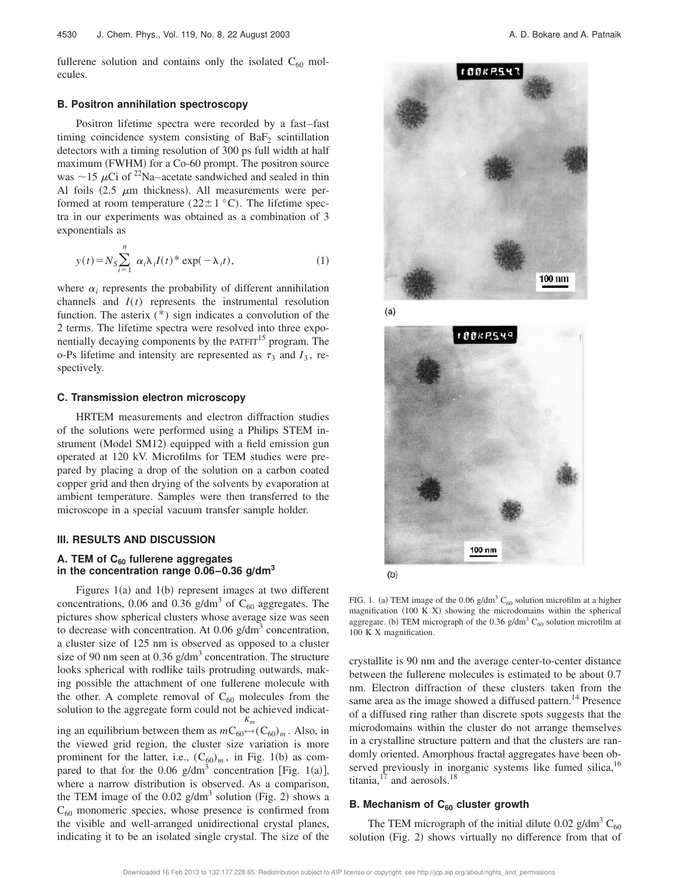fullerene solution and contains only the isolated $C_{60}$ molecules.

### B. Positron annihilation spectroscopy

Positron lifetime spectra were recorded by a fast–fast timing coincidence system consisting of $BaF_2$ scintillation detectors with a timing resolution of 300 ps full width at half maximum (FWHM) for a Co-60 prompt. The positron source was ~15 $\mu$Ci of $^{22}$Na–acetate sandwiched and sealed in thin Al foils (2.5 $\mu$m thickness). All measurements were performed at room temperature (22±1 °C). The lifetime spectra in our experiments was obtained as a combination of 3 exponentials as

$$y(t) = N_S \sum_{i=1}^{n} \alpha_i \lambda_i I(t) * \exp(-\lambda_i t), \tag{1}$$

where $\alpha_i$ represents the probability of different annihilation channels and $I(t)$ represents the instrumental resolution function. The asterix (*) sign indicates a convolution of the 2 terms. The lifetime spectra were resolved into three exponentially decaying components by the PATFIT[15] program. The o-Ps lifetime and intensity are represented as $\tau_3$ and $I_3$, respectively.

### C. Transmission electron microscopy

HRTEM measurements and electron diffraction studies of the solutions were performed using a Philips STEM instrument (Model SM12) equipped with a field emission gun operated at 120 kV. Microfilms for TEM studies were prepared by placing a drop of the solution on a carbon coated copper grid and then drying of the solvents by evaporation at ambient temperature. Samples were then transferred to the microscope in a special vacuum transfer sample holder.

## III. RESULTS AND DISCUSSION

### A. TEM of $C_{60}$ fullerene aggregates in the concentration range 0.06–0.36 g/dm$^3$

Figures 1(a) and 1(b) represent images at two different concentrations, 0.06 and 0.36 g/dm$^3$ of $C_{60}$ aggregates. The pictures show spherical clusters whose average size was seen to decrease with concentration. At 0.06 g/dm$^3$ concentration, a cluster size of 125 nm is observed as opposed to a cluster size of 90 nm seen at 0.36 g/dm$^3$ concentration. The structure looks spherical with rodlike tails protruding outwards, making possible the attachment of one fullerene molecule with the other. A complete removal of $C_{60}$ molecules from the solution to the aggregate form could not be achieved indicating an equilibrium between them as $m\mathrm{C}_{60} \overset{K_m}{\leftrightarrow} (\mathrm{C}_{60})_m$. Also, in the viewed grid region, the cluster size variation is more prominent for the latter, i.e., $(C_{60})_m$, in Fig. 1(b) as compared to that for the 0.06 g/dm$^3$ concentration [Fig. 1(a)], where a narrow distribution is observed. As a comparison, the TEM image of the 0.02 g/dm$^3$ solution (Fig. 2) shows a $C_{60}$ monomeric species, whose presence is confirmed from the visible and well-arranged unidirectional crystal planes, indicating it to be an isolated single crystal. The size of the crystallite is 90 nm and the average center-to-center distance between the fullerene molecules is estimated to be about 0.7 nm. Electron diffraction of these clusters taken from the same area as the image showed a diffused pattern.[14] Presence of a diffused ring rather than discrete spots suggests that the microdomains within the cluster do not arrange themselves in a crystalline structure pattern and that the clusters are randomly oriented. Amorphous fractal aggregates have been observed previously in inorganic systems like fumed silica,[16] titania,[17] and aerosols.[18]

FIG. 1. (a) TEM image of the 0.06 g/dm$^3$ $C_{60}$ solution microfilm at a higher magnification (100 K X) showing the microdomains within the spherical aggregate. (b) TEM micrograph of the 0.36 g/dm$^3$ $C_{60}$ solution microfilm at 100 K X magnification.

### B. Mechanism of $C_{60}$ cluster growth

The TEM micrograph of the initial dilute 0.02 g/dm$^3$ $C_{60}$ solution (Fig. 2) shows virtually no difference from that of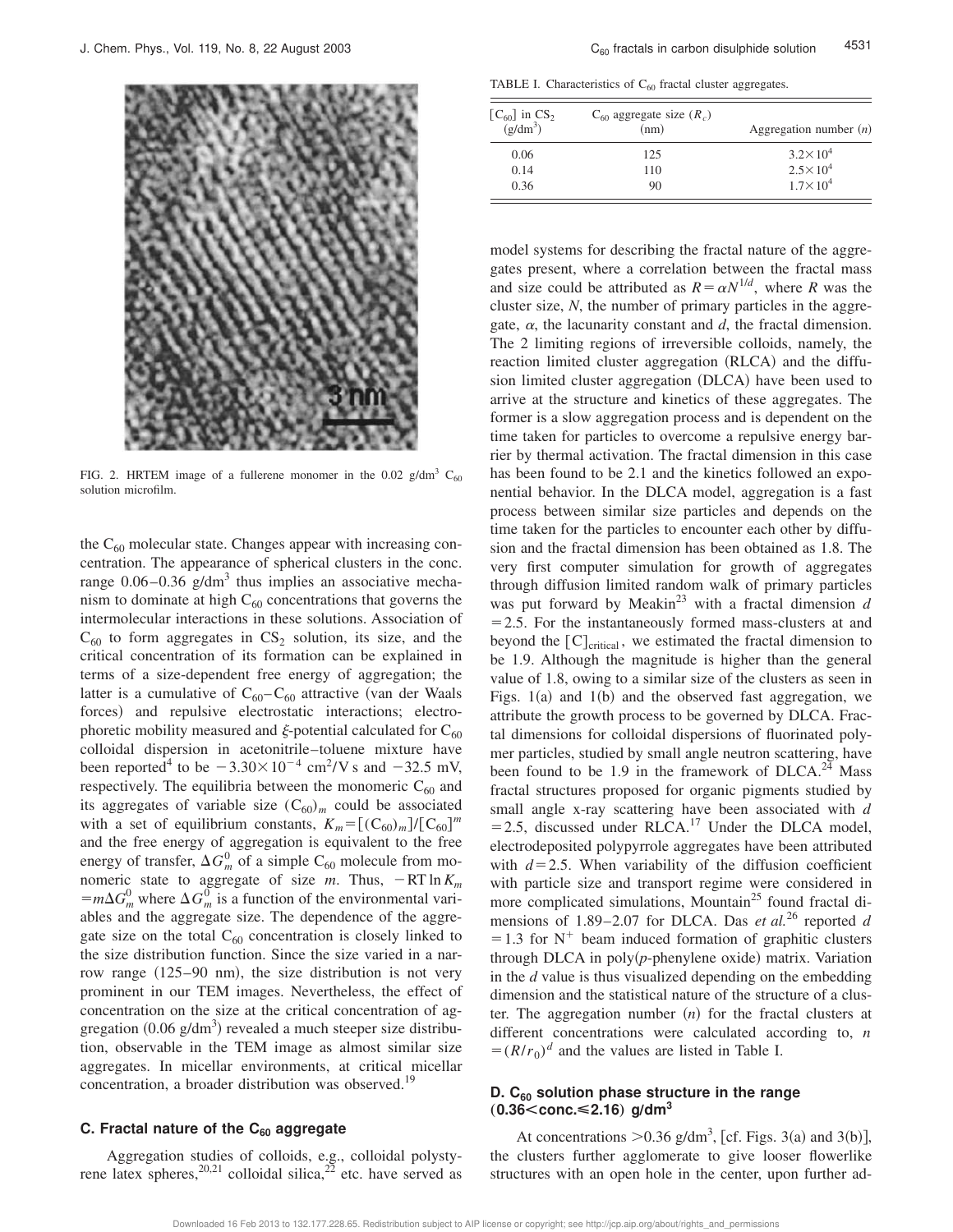FIG. 2. HRTEM image of a fullerene monomer in the 0.02 g/dm$^3$ $C_{60}$ solution microfilm.

the $C_{60}$ molecular state. Changes appear with increasing concentration. The appearance of spherical clusters in the conc. range 0.06–0.36 g/dm$^3$ thus implies an associative mechanism to dominate at high $C_{60}$ concentrations that governs the intermolecular interactions in these solutions. Association of $C_{60}$ to form aggregates in $CS_2$ solution, its size, and the critical concentration of its formation can be explained in terms of a size-dependent free energy of aggregation; the latter is a cumulative of $C_{60}$–$C_{60}$ attractive (van der Waals forces) and repulsive electrostatic interactions; electrophoretic mobility measured and $\xi$-potential calculated for $C_{60}$ colloidal dispersion in acetonitrile–toluene mixture have been reported[4] to be $-3.30\times10^{-4}$ cm$^2$/V s and $-32.5$ mV, respectively. The equilibria between the monomeric $C_{60}$ and its aggregates of variable size $(C_{60})_m$ could be associated with a set of equilibrium constants, $K_m=[(C_{60})_m]/[C_{60}]^m$ and the free energy of aggregation is equivalent to the free energy of transfer, $\Delta G_m^0$ of a simple $C_{60}$ molecule from monomeric state to aggregate of size $m$. Thus, $-\mathrm{RT}\ln K_m = m\Delta G_m^0$ where $\Delta G_m^0$ is a function of the environmental variables and the aggregate size. The dependence of the aggregate size on the total $C_{60}$ concentration is closely linked to the size distribution function. Since the size varied in a narrow range (125–90 nm), the size distribution is not very prominent in our TEM images. Nevertheless, the effect of concentration on the size at the critical concentration of aggregation (0.06 g/dm$^3$) revealed a much steeper size distribution, observable in the TEM image as almost similar size aggregates. In micellar environments, at critical micellar concentration, a broader distribution was observed.[19]

### C. Fractal nature of the $C_{60}$ aggregate

Aggregation studies of colloids, e.g., colloidal polystyrene latex spheres,[20,21] colloidal silica,[22] etc. have served as

TABLE I. Characteristics of $C_{60}$ fractal cluster aggregates.

| $[C_{60}]$ in $CS_2$ (g/dm$^3$) | $C_{60}$ aggregate size ($R_c$) (nm) | Aggregation number ($n$) |
|---|---|---|
| 0.06 | 125 | $3.2\times10^4$ |
| 0.14 | 110 | $2.5\times10^4$ |
| 0.36 | 90 | $1.7\times10^4$ |

model systems for describing the fractal nature of the aggregates present, where a correlation between the fractal mass and size could be attributed as $R=\alpha N^{1/d}$, where $R$ was the cluster size, $N$, the number of primary particles in the aggregate, $\alpha$, the lacunarity constant and $d$, the fractal dimension. The 2 limiting regions of irreversible colloids, namely, the reaction limited cluster aggregation (RLCA) and the diffusion limited cluster aggregation (DLCA) have been used to arrive at the structure and kinetics of these aggregates. The former is a slow aggregation process and is dependent on the time taken for particles to overcome a repulsive energy barrier by thermal activation. The fractal dimension in this case has been found to be 2.1 and the kinetics followed an exponential behavior. In the DLCA model, aggregation is a fast process between similar size particles and depends on the time taken for the particles to encounter each other by diffusion and the fractal dimension has been obtained as 1.8. The very first computer simulation for growth of aggregates through diffusion limited random walk of primary particles was put forward by Meakin[23] with a fractal dimension $d=2.5$. For the instantaneously formed mass-clusters at and beyond the $[C]_{\mathrm{critical}}$, we estimated the fractal dimension to be 1.9. Although the magnitude is higher than the general value of 1.8, owing to a similar size of the clusters as seen in Figs. 1(a) and 1(b) and the observed fast aggregation, we attribute the growth process to be governed by DLCA. Fractal dimensions for colloidal dispersions of fluorinated polymer particles, studied by small angle neutron scattering, have been found to be 1.9 in the framework of DLCA.[24] Mass fractal structures proposed for organic pigments studied by small angle x-ray scattering have been associated with $d=2.5$, discussed under RLCA.[17] Under the DLCA model, electrodeposited polypyrrole aggregates have been attributed with $d=2.5$. When variability of the diffusion coefficient with particle size and transport regime were considered in more complicated simulations, Mountain[25] found fractal dimensions of 1.89–2.07 for DLCA. Das *et al.*[26] reported $d=1.3$ for $N^+$ beam induced formation of graphitic clusters through DLCA in poly($p$-phenylene oxide) matrix. Variation in the $d$ value is thus visualized depending on the embedding dimension and the statistical nature of the structure of a cluster. The aggregation number ($n$) for the fractal clusters at different concentrations were calculated according to, $n=(R/r_0)^d$ and the values are listed in Table I.

### D. $C_{60}$ solution phase structure in the range (0.36<conc.≤2.16) g/dm$^3$

At concentrations >0.36 g/dm$^3$, [cf. Figs. 3(a) and 3(b)], the clusters further agglomerate to give looser flowerlike structures with an open hole in the center, upon further ad-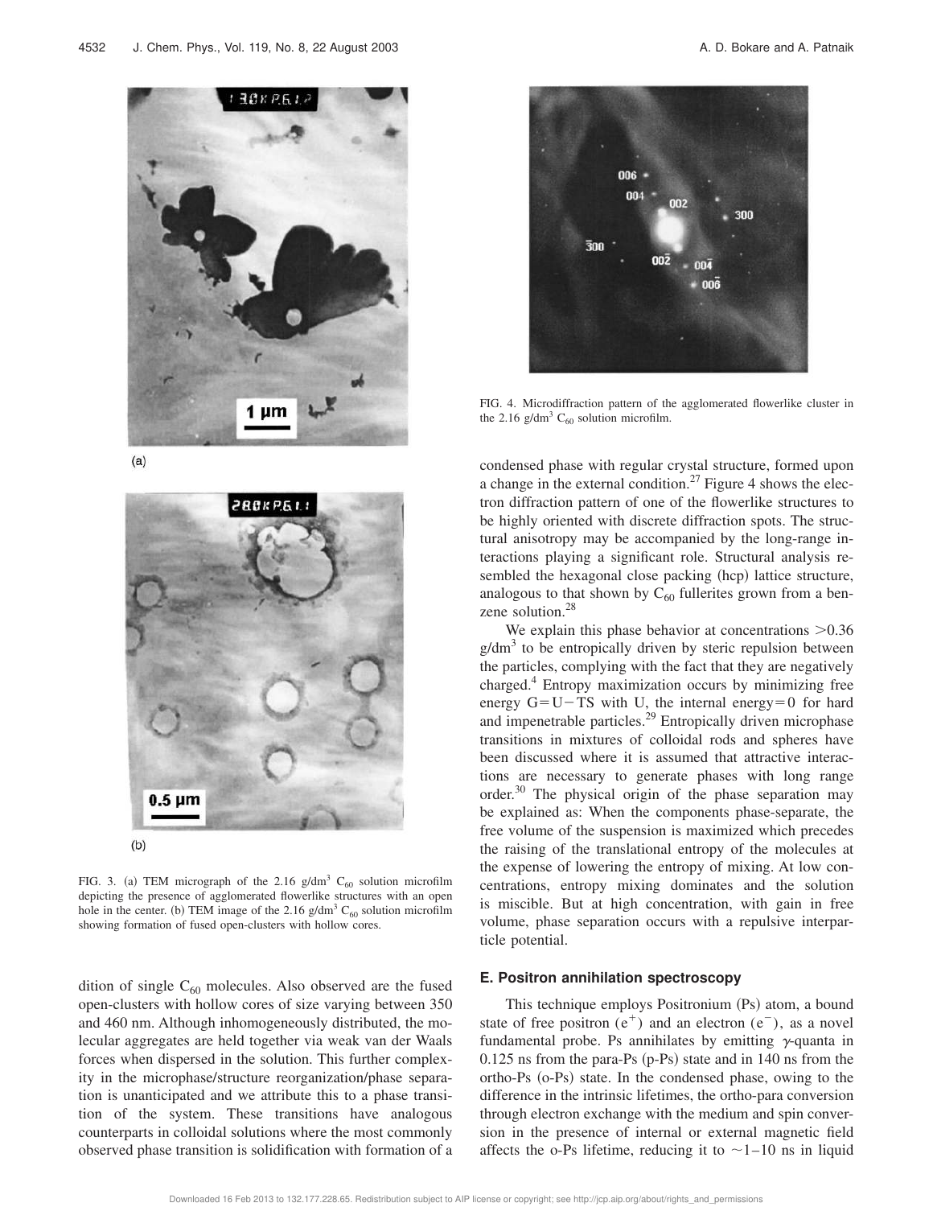FIG. 3. (a) TEM micrograph of the 2.16 g/dm$^3$ $C_{60}$ solution microfilm depicting the presence of agglomerated flowerlike structures with an open hole in the center. (b) TEM image of the 2.16 g/dm$^3$ $C_{60}$ solution microfilm showing formation of fused open-clusters with hollow cores.

dition of single $C_{60}$ molecules. Also observed are the fused open-clusters with hollow cores of size varying between 350 and 460 nm. Although inhomogeneously distributed, the molecular aggregates are held together via weak van der Waals forces when dispersed in the solution. This further complexity in the microphase/structure reorganization/phase separation is unanticipated and we attribute this to a phase transition of the system. These transitions have analogous counterparts in colloidal solutions where the most commonly observed phase transition is solidification with formation of a condensed phase with regular crystal structure, formed upon a change in the external condition.[27] Figure 4 shows the electron diffraction pattern of one of the flowerlike structures to be highly oriented with discrete diffraction spots. The structural anisotropy may be accompanied by the long-range interactions playing a significant role. Structural analysis resembled the hexagonal close packing (hcp) lattice structure, analogous to that shown by $C_{60}$ fullerites grown from a benzene solution.[28]

FIG. 4. Microdiffraction pattern of the agglomerated flowerlike cluster in the 2.16 g/dm$^3$ $C_{60}$ solution microfilm.

We explain this phase behavior at concentrations >0.36 g/dm$^3$ to be entropically driven by steric repulsion between the particles, complying with the fact that they are negatively charged.[4] Entropy maximization occurs by minimizing free energy $G = U - TS$ with U, the internal energy = 0 for hard and impenetrable particles.[29] Entropically driven microphase transitions in mixtures of colloidal rods and spheres have been discussed where it is assumed that attractive interactions are necessary to generate phases with long range order.[30] The physical origin of the phase separation may be explained as: When the components phase-separate, the free volume of the suspension is maximized which precedes the raising of the translational entropy of the molecules at the expense of lowering the entropy of mixing. At low concentrations, entropy mixing dominates and the solution is miscible. But at high concentration, with gain in free volume, phase separation occurs with a repulsive interparticle potential.

### E. Positron annihilation spectroscopy

This technique employs Positronium (Ps) atom, a bound state of free positron ($e^+$) and an electron ($e^-$), as a novel fundamental probe. Ps annihilates by emitting $\gamma$-quanta in 0.125 ns from the para-Ps (p-Ps) state and in 140 ns from the ortho-Ps (o-Ps) state. In the condensed phase, owing to the difference in the intrinsic lifetimes, the ortho-para conversion through electron exchange with the medium and spin conversion in the presence of internal or external magnetic field affects the o-Ps lifetime, reducing it to ~1–10 ns in liquid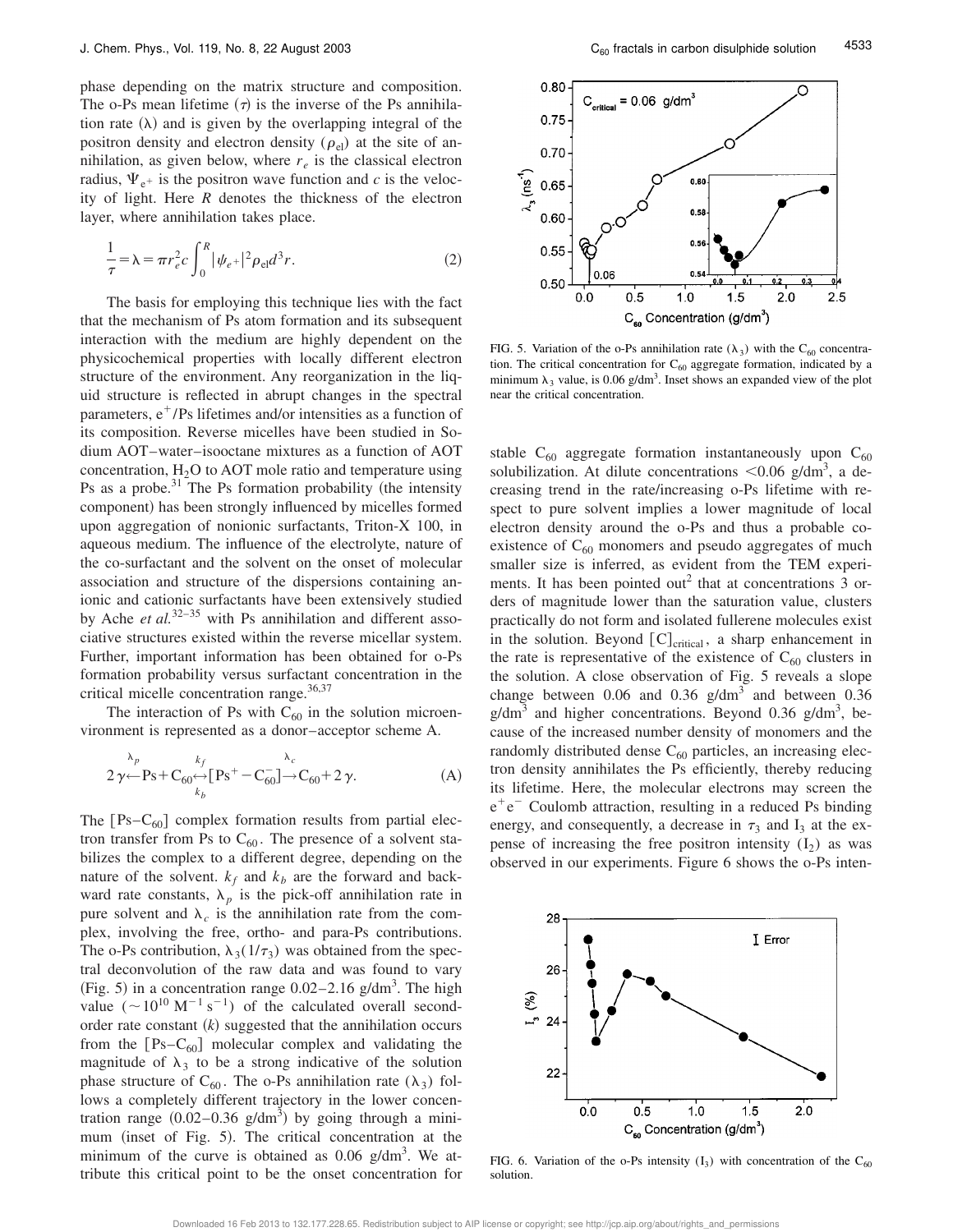phase depending on the matrix structure and composition. The o-Ps mean lifetime ($\tau$) is the inverse of the Ps annihilation rate ($\lambda$) and is given by the overlapping integral of the positron density and electron density ($\rho_{el}$) at the site of annihilation, as given below, where $r_e$ is the classical electron radius, $\Psi_{e^+}$ is the positron wave function and $c$ is the velocity of light. Here $R$ denotes the thickness of the electron layer, where annihilation takes place.

$$\frac{1}{\tau} = \lambda = \pi r_e^2 c \int_0^R |\psi_{e^+}|^2 \rho_{el} d^3 r. \tag{2}$$

The basis for employing this technique lies with the fact that the mechanism of Ps atom formation and its subsequent interaction with the medium are highly dependent on the physicochemical properties with locally different electron structure of the environment. Any reorganization in the liquid structure is reflected in abrupt changes in the spectral parameters, $e^+$/Ps lifetimes and/or intensities as a function of its composition. Reverse micelles have been studied in Sodium AOT–water–isooctane mixtures as a function of AOT concentration, $H_2O$ to AOT mole ratio and temperature using Ps as a probe.[31] The Ps formation probability (the intensity component) has been strongly influenced by micelles formed upon aggregation of nonionic surfactants, Triton-X 100, in aqueous medium. The influence of the electrolyte, nature of the co-surfactant and the solvent on the onset of molecular association and structure of the dispersions containing anionic and cationic surfactants have been extensively studied by Ache *et al.*[32–35] with Ps annihilation and different associative structures existed within the reverse micellar system. Further, important information has been obtained for o-Ps formation probability versus surfactant concentration in the critical micelle concentration range.[36,37]

The interaction of Ps with $C_{60}$ in the solution microenvironment is represented as a donor–acceptor scheme A.

$$2\gamma \overset{\lambda_p}{\leftarrow} \text{Ps} + C_{60} \underset{k_b}{\overset{k_f}{\leftrightarrow}} [\text{Ps}^+ - C_{60}^-] \overset{\lambda_c}{\rightarrow} C_{60} + 2\gamma. \tag{A}$$

The $[\text{Ps}–C_{60}]$ complex formation results from partial electron transfer from Ps to $C_{60}$. The presence of a solvent stabilizes the complex to a different degree, depending on the nature of the solvent. $k_f$ and $k_b$ are the forward and backward rate constants, $\lambda_p$ is the pick-off annihilation rate in pure solvent and $\lambda_c$ is the annihilation rate from the complex, involving the free, ortho- and para-Ps contributions. The o-Ps contribution, $\lambda_3(1/\tau_3)$ was obtained from the spectral deconvolution of the raw data and was found to vary (Fig. 5) in a concentration range 0.02–2.16 g/dm$^3$. The high value ($\sim 10^{10}$ M$^{-1}$ s$^{-1}$) of the calculated overall second-order rate constant ($k$) suggested that the annihilation occurs from the $[\text{Ps}–C_{60}]$ molecular complex and validating the magnitude of $\lambda_3$ to be a strong indicative of the solution phase structure of $C_{60}$. The o-Ps annihilation rate ($\lambda_3$) follows a completely different trajectory in the lower concentration range (0.02–0.36 g/dm$^3$) by going through a minimum (inset of Fig. 5). The critical concentration at the minimum of the curve is obtained as 0.06 g/dm$^3$. We attribute this critical point to be the onset concentration for stable $C_{60}$ aggregate formation instantaneously upon $C_{60}$ solubilization. At dilute concentrations <0.06 g/dm$^3$, a decreasing trend in the rate/increasing o-Ps lifetime with respect to pure solvent implies a lower magnitude of local electron density around the o-Ps and thus a probable coexistence of $C_{60}$ monomers and pseudo aggregates of much smaller size is inferred, as evident from the TEM experiments. It has been pointed out[2] that at concentrations 3 orders of magnitude lower than the saturation value, clusters practically do not form and isolated fullerene molecules exist in the solution. Beyond $[C]_{\text{critical}}$, a sharp enhancement in the rate is representative of the existence of $C_{60}$ clusters in the solution. A close observation of Fig. 5 reveals a slope change between 0.06 and 0.36 g/dm$^3$ and between 0.36 g/dm$^3$ and higher concentrations. Beyond 0.36 g/dm$^3$, because of the increased number density of monomers and the randomly distributed dense $C_{60}$ particles, an increasing electron density annihilates the Ps efficiently, thereby reducing its lifetime. Here, the molecular electrons may screen the $e^+e^-$ Coulomb attraction, resulting in a reduced Ps binding energy, and consequently, a decrease in $\tau_3$ and $I_3$ at the expense of increasing the free positron intensity ($I_2$) as was observed in our experiments. Figure 6 shows the o-Ps inten-

FIG. 5. Variation of the o-Ps annihilation rate ($\lambda_3$) with the $C_{60}$ concentration. The critical concentration for $C_{60}$ aggregate formation, indicated by a minimum $\lambda_3$ value, is 0.06 g/dm$^3$. Inset shows an expanded view of the plot near the critical concentration.

FIG. 6. Variation of the o-Ps intensity ($I_3$) with concentration of the $C_{60}$ solution.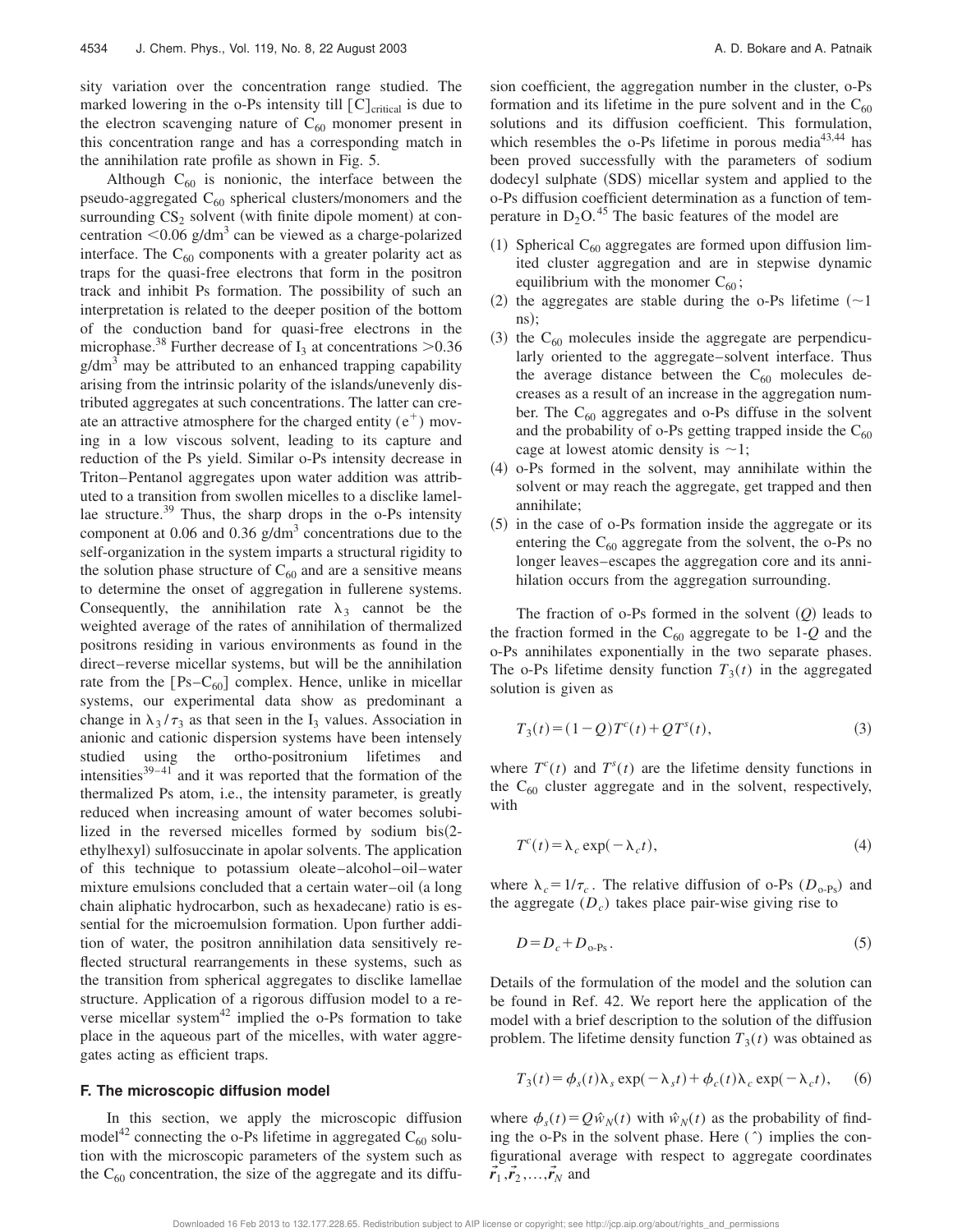sity variation over the concentration range studied. The marked lowering in the o-Ps intensity till $[C]_{critical}$ is due to the electron scavenging nature of $C_{60}$ monomer present in this concentration range and has a corresponding match in the annihilation rate profile as shown in Fig. 5.

Although $C_{60}$ is nonionic, the interface between the pseudo-aggregated $C_{60}$ spherical clusters/monomers and the surrounding $CS_2$ solvent (with finite dipole moment) at concentration $<0.06$ g/dm$^3$ can be viewed as a charge-polarized interface. The $C_{60}$ components with a greater polarity act as traps for the quasi-free electrons that form in the positron track and inhibit Ps formation. The possibility of such an interpretation is related to the deeper position of the bottom of the conduction band for quasi-free electrons in the microphase.[38] Further decrease of $I_3$ at concentrations $>0.36$ g/dm$^3$ may be attributed to an enhanced trapping capability arising from the intrinsic polarity of the islands/unevenly distributed aggregates at such concentrations. The latter can create an attractive atmosphere for the charged entity ($e^+$) moving in a low viscous solvent, leading to its capture and reduction of the Ps yield. Similar o-Ps intensity decrease in Triton–Pentanol aggregates upon water addition was attributed to a transition from swollen micelles to a disclike lamellae structure.[39] Thus, the sharp drops in the o-Ps intensity component at 0.06 and 0.36 g/dm$^3$ concentrations due to the self-organization in the system imparts a structural rigidity to the solution phase structure of $C_{60}$ and are a sensitive means to determine the onset of aggregation in fullerene systems. Consequently, the annihilation rate $\lambda_3$ cannot be the weighted average of the rates of annihilation of thermalized positrons residing in various environments as found in the direct–reverse micellar systems, but will be the annihilation rate from the $[Ps–C_{60}]$ complex. Hence, unlike in micellar systems, our experimental data show as predominant a change in $\lambda_3/\tau_3$ as that seen in the $I_3$ values. Association in anionic and cationic dispersion systems have been intensely studied using the ortho-positronium lifetimes and intensities[39–41] and it was reported that the formation of the thermalized Ps atom, i.e., the intensity parameter, is greatly reduced when increasing amount of water becomes solubilized in the reversed micelles formed by sodium bis(2-ethylhexyl) sulfosuccinate in apolar solvents. The application of this technique to potassium oleate–alcohol–oil–water mixture emulsions concluded that a certain water–oil (a long chain aliphatic hydrocarbon, such as hexadecane) ratio is essential for the microemulsion formation. Upon further addition of water, the positron annihilation data sensitively reflected structural rearrangements in these systems, such as the transition from spherical aggregates to disclike lamellae structure. Application of[42] a rigorous diffusion model to a reverse micellar system[42] implied the o-Ps formation to take place in the aqueous part of the micelles, with water aggregates acting as efficient traps.

### F. The microscopic diffusion model

In this section, we apply the microscopic diffusion model[42] connecting the o-Ps lifetime in aggregated $C_{60}$ solution with the microscopic parameters of the system such as the $C_{60}$ concentration, the size of the aggregate and its diffusion coefficient, the aggregation number in the cluster, o-Ps formation and its lifetime in the pure solvent and in the $C_{60}$ solutions and its diffusion coefficient. This formulation, which resembles the o-Ps lifetime in porous media[43,44] has been proved successfully with the parameters of sodium dodecyl sulphate (SDS) micellar system and applied to the o-Ps diffusion coefficient determination as a function of temperature in $D_2O$.[45] The basic features of the model are

(1) Spherical $C_{60}$ aggregates are formed upon diffusion limited cluster aggregation and are in stepwise dynamic equilibrium with the monomer $C_{60}$;
(2) the aggregates are stable during the o-Ps lifetime ($\sim$1 ns);
(3) the $C_{60}$ molecules inside the aggregate are perpendicularly oriented to the aggregate–solvent interface. Thus the average distance between the $C_{60}$ molecules decreases as a result of an increase in the aggregation number. The $C_{60}$ aggregates and o-Ps diffuse in the solvent and the probability of o-Ps getting trapped inside the $C_{60}$ cage at lowest atomic density is $\sim$1;
(4) o-Ps formed in the solvent, may annihilate within the solvent or may reach the aggregate, get trapped and then annihilate;
(5) in the case of o-Ps formation inside the aggregate or its entering the $C_{60}$ aggregate from the solvent, the o-Ps no longer leaves–escapes the aggregation core and its annihilation occurs from the aggregation surrounding.

The fraction of o-Ps formed in the solvent ($Q$) leads to the fraction formed in the $C_{60}$ aggregate to be 1-$Q$ and the o-Ps annihilates exponentially in the two separate phases. The o-Ps lifetime density function $T_3(t)$ in the aggregated solution is given as

$$T_3(t) = (1-Q)T^c(t) + QT^s(t), \tag{3}$$

where $T^c(t)$ and $T^s(t)$ are the lifetime density functions in the $C_{60}$ cluster aggregate and in the solvent, respectively, with

$$T^c(t) = \lambda_c \exp(-\lambda_c t), \tag{4}$$

where $\lambda_c = 1/\tau_c$. The relative diffusion of o-Ps ($D_{\text{o-Ps}}$) and the aggregate ($D_c$) takes place pair-wise giving rise to

$$D = D_c + D_{\text{o-Ps}}. \tag{5}$$

Details of the formulation of the model and the solution can be found in Ref. 42. We report here the application of the model with a brief description to the solution of the diffusion problem. The lifetime density function $T_3(t)$ was obtained as

$$T_3(t) = \phi_s(t)\lambda_s \exp(-\lambda_s t) + \phi_c(t)\lambda_c \exp(-\lambda_c t), \tag{6}$$

where $\phi_s(t) = Q\hat{w}_N(t)$ with $\hat{w}_N(t)$ as the probability of finding the o-Ps in the solvent phase. Here ($\hat{\ }$) implies the configurational average with respect to aggregate coordinates $\vec{r}_1, \vec{r}_2, \ldots, \vec{r}_N$ and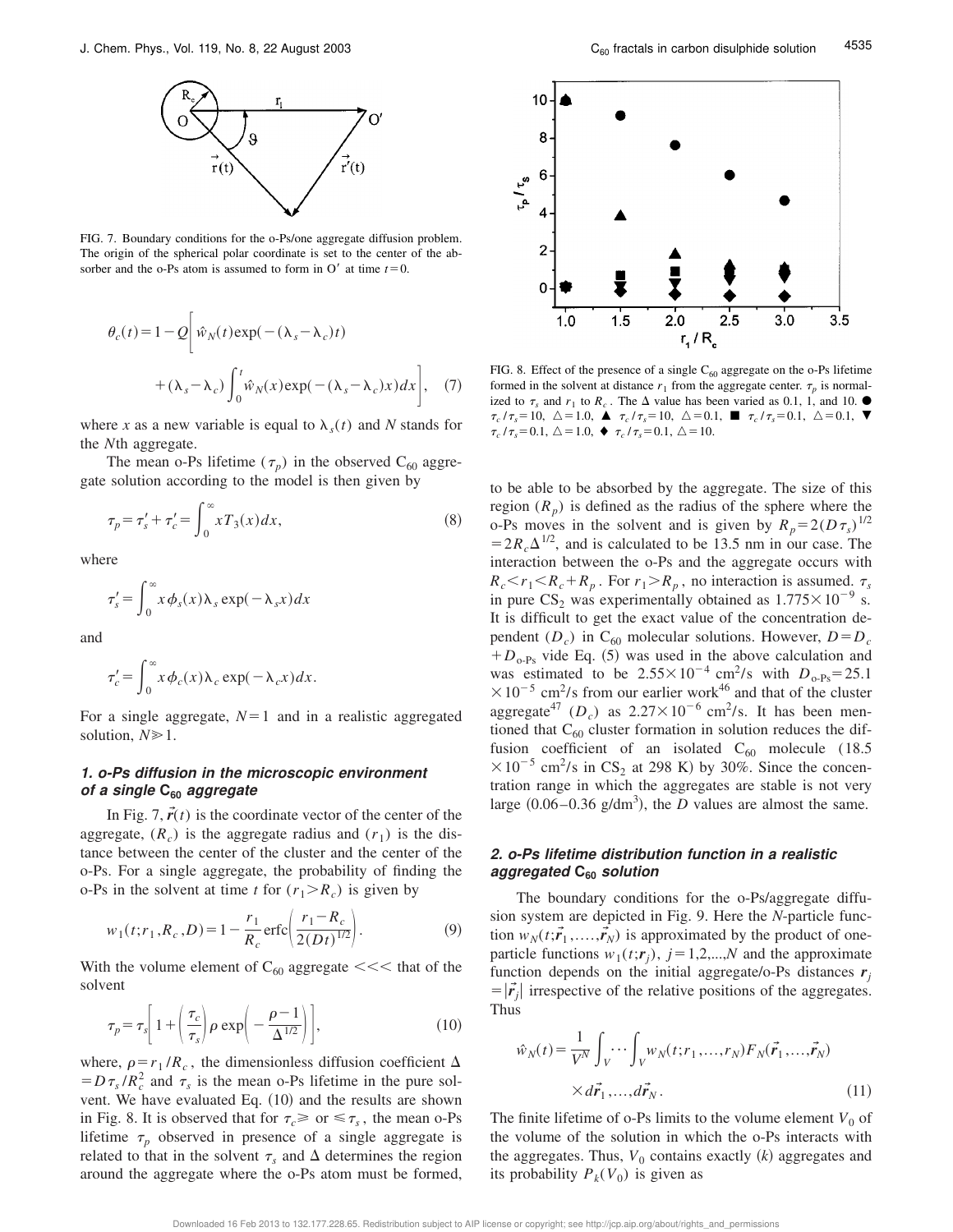FIG. 7. Boundary conditions for the o-Ps/one aggregate diffusion problem. The origin of the spherical polar coordinate is set to the center of the absorber and the o-Ps atom is assumed to form in O′ at time $t=0$.

$$\theta_c(t) = 1 - Q\left[\hat{w}_N(t)\exp(-(\lambda_s-\lambda_c)t) + (\lambda_s-\lambda_c)\int_0^t \hat{w}_N(x)\exp(-(\lambda_s-\lambda_c)x)dx\right], \quad (7)$$

where $x$ as a new variable is equal to $\lambda_s(t)$ and $N$ stands for the $N$th aggregate.

The mean o-Ps lifetime ($\tau_p$) in the observed $C_{60}$ aggregate solution according to the model is then given by

$$\tau_p = \tau_s' + \tau_c' = \int_0^\infty x T_3(x)dx, \quad (8)$$

where

$$\tau_s' = \int_0^\infty x\phi_s(x)\lambda_s \exp(-\lambda_s x)dx$$

and

$$\tau_c' = \int_0^\infty x\phi_c(x)\lambda_c \exp(-\lambda_c x)dx.$$

For a single aggregate, $N=1$ and in a realistic aggregated solution, $N \gg 1$.

### 1. o-Ps diffusion in the microscopic environment of a single $C_{60}$ aggregate

In Fig. 7, $\vec{r}(t)$ is the coordinate vector of the center of the aggregate, ($R_c$) is the aggregate radius and ($r_1$) is the distance between the center of the cluster and the center of the o-Ps. For a single aggregate, the probability of finding the o-Ps in the solvent at time $t$ for ($r_1 > R_c$) is given by

$$w_1(t;r_1,R_c,D) = 1 - \frac{r_1}{R_c}\operatorname{erfc}\left(\frac{r_1-R_c}{2(Dt)^{1/2}}\right). \quad (9)$$

With the volume element of $C_{60}$ aggregate <<< that of the solvent

$$\tau_p = \tau_s\left[1+\left(\frac{\tau_c}{\tau_s}\right)\rho\exp\left(-\frac{\rho-1}{\Delta^{1/2}}\right)\right], \quad (10)$$

where, $\rho = r_1/R_c$, the dimensionless diffusion coefficient $\Delta = D\tau_s/R_c^2$ and $\tau_s$ is the mean o-Ps lifetime in the pure solvent. We have evaluated Eq. (10) and the results are shown in Fig. 8. It is observed that for $\tau_c \geq$ or $\leq \tau_s$, the mean o-Ps lifetime $\tau_p$ observed in presence of a single aggregate is related to that in the solvent $\tau_s$ and $\Delta$ determines the region around the aggregate where the o-Ps atom must be formed, to be able to be absorbed by the aggregate. The size of this region ($R_p$) is defined as the radius of the sphere where the o-Ps moves in the solvent and is given by $R_p = 2(D\tau_s)^{1/2} = 2R_c\Delta^{1/2}$, and is calculated to be 13.5 nm in our case. The interaction between the o-Ps and the aggregate occurs with $R_c < r_1 < R_c + R_p$. For $r_1 > R_p$, no interaction is assumed. $\tau_s$ in pure $CS_2$ was experimentally obtained as $1.775\times10^{-9}$ s. It is difficult to get the exact value of the concentration dependent ($D_c$) in $C_{60}$ molecular solutions. However, $D = D_c + D_{\text{o-Ps}}$ vide Eq. (5) was used in the above calculation and was estimated to be $2.55\times10^{-4}$ cm$^2$/s with $D_{\text{o-Ps}} = 25.1\times10^{-5}$ cm$^2$/s from our earlier work[46] and that of the cluster aggregate[47] ($D_c$) as $2.27\times10^{-6}$ cm$^2$/s. It has been mentioned that $C_{60}$ cluster formation in solution reduces the diffusion coefficient of an isolated $C_{60}$ molecule ($18.5\times10^{-5}$ cm$^2$/s in $CS_2$ at 298 K) by 30%. Since the concentration range in which the aggregates are stable is not very large (0.06–0.36 g/dm$^3$), the $D$ values are almost the same.

FIG. 8. Effect of the presence of a single $C_{60}$ aggregate on the o-Ps lifetime formed in the solvent at distance $r_1$ from the aggregate center. $\tau_p$ is normalized to $\tau_s$ and $r_1$ to $R_c$. The $\Delta$ value has been varied as 0.1, 1, and 10. ● $\tau_c/\tau_s=10$, $\Delta=1.0$, ▲ $\tau_c/\tau_s=10$, $\Delta=0.1$, ■ $\tau_c/\tau_s=0.1$, $\Delta=0.1$, ▼ $\tau_c/\tau_s=0.1$, $\Delta=1.0$, ◆ $\tau_c/\tau_s=0.1$, $\Delta=10$.

### 2. o-Ps lifetime distribution function in a realistic aggregated $C_{60}$ solution

The boundary conditions for the o-Ps/aggregate diffusion system are depicted in Fig. 9. Here the $N$-particle function $w_N(t;\vec{r}_1,\ldots,\vec{r}_N)$ is approximated by the product of one-particle functions $w_1(t;\boldsymbol{r}_j)$, $j=1,2,\ldots,N$ and the approximate function depends on the initial aggregate/o-Ps distances $\boldsymbol{r}_j = |\vec{r}_j|$ irrespective of the relative positions of the aggregates. Thus

$$\hat{w}_N(t) = \frac{1}{V^N}\int_V \cdots \int_V w_N(t;r_1,\ldots,r_N)F_N(\vec{r}_1,\ldots,\vec{r}_N) \times d\vec{r}_1,\ldots,d\vec{r}_N. \quad (11)$$

The finite lifetime of o-Ps limits to the volume element $V_0$ of the volume of the solution in which the o-Ps interacts with the aggregates. Thus, $V_0$ contains exactly ($k$) aggregates and its probability $P_k(V_0)$ is given as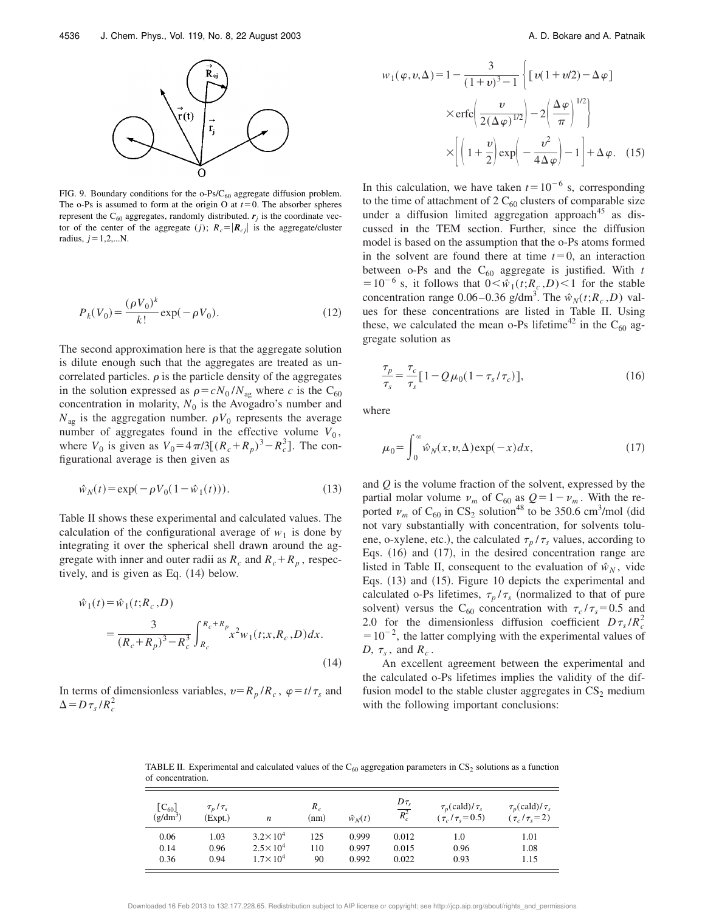FIG. 9. Boundary conditions for the o-Ps/$C_{60}$ aggregate diffusion problem. The o-Ps is assumed to form at the origin O at $t=0$. The absorber spheres represent the $C_{60}$ aggregates, randomly distributed. $\mathbf{r}_j$ is the coordinate vector of the center of the aggregate ($j$); $R_c=|\mathbf{R}_{cj}|$ is the aggregate/cluster radius, $j=1,2,...N$.

$$P_k(V_0)=\frac{(\rho V_0)^k}{k!}\exp(-\rho V_0). \tag{12}$$

The second approximation here is that the aggregate solution is dilute enough such that the aggregates are treated as uncorrelated particles. $\rho$ is the particle density of the aggregates in the solution expressed as $\rho=cN_0/N_{ag}$ where $c$ is the $C_{60}$ concentration in molarity, $N_0$ is the Avogadro's number and $N_{ag}$ is the aggregation number. $\rho V_0$ represents the average number of aggregates found in the effective volume $V_0$, where $V_0$ is given as $V_0=4\pi/3[(R_c+R_p)^3-R_c^3]$. The configurational average is then given as

$$\hat{w}_N(t)=\exp(-\rho V_0(1-\hat{w}_1(t))). \tag{13}$$

Table II shows these experimental and calculated values. The calculation of the configurational average of $w_1$ is done by integrating it over the spherical shell drawn around the aggregate with inner and outer radii as $R_c$ and $R_c+R_p$, respectively, and is given as Eq. (14) below.

$$\hat{w}_1(t)=\hat{w}_1(t;R_c,D)=\frac{3}{(R_c+R_p)^3-R_c^3}\int_{R_c}^{R_c+R_p}x^2w_1(t;x,R_c,D)dx. \tag{14}$$

In terms of dimensionless variables, $v=R_p/R_c$, $\varphi=t/\tau_s$ and $\Delta=D\tau_s/R_c^2$

$$w_1(\varphi,v,\Delta)=1-\frac{3}{(1+v)^3-1}\left\{[v(1+v/2)-\Delta\varphi]\times\operatorname{erfc}\left(\frac{v}{2(\Delta\varphi)^{1/2}}\right)-2\left(\frac{\Delta\varphi}{\pi}\right)^{1/2}\times\left[\left(1+\frac{v}{2}\right)\exp\left(-\frac{v^2}{4\Delta\varphi}\right)-1\right]+\Delta\varphi\right\}. \tag{15}$$

In this calculation, we have taken $t=10^{-6}$ s, corresponding to the time of attachment of 2 $C_{60}$ clusters of comparable size under a diffusion limited aggregation approach[45] as discussed in the TEM section. Further, since the diffusion model is based on the assumption that the o-Ps atoms formed in the solvent are found there at time $t=0$, an interaction between o-Ps and the $C_{60}$ aggregate is justified. With $t=10^{-6}$ s, it follows that $0<\hat{w}_1(t;R_c,D)<1$ for the stable concentration range 0.06–0.36 g/dm$^3$. The $\hat{w}_N(t;R_c,D)$ values for these concentrations are listed in Table II. Using these, we calculated the mean o-Ps lifetime[42] in the $C_{60}$ aggregate solution as

$$\frac{\tau_p}{\tau_s}=\frac{\tau_c}{\tau_s}[1-Q\mu_0(1-\tau_s/\tau_c)], \tag{16}$$

where

$$\mu_0=\int_0^\infty \hat{w}_N(x,v,\Delta)\exp(-x)dx, \tag{17}$$

and $Q$ is the volume fraction of the solvent, expressed by the partial molar volume $\nu_m$ of $C_{60}$ as $Q=1-\nu_m$. With the reported $\nu_m$ of $C_{60}$ in $CS_2$ solution[48] to be 350.6 cm$^3$/mol (did not vary substantially with concentration, for solvents toluene, o-xylene, etc.), the calculated $\tau_p/\tau_s$ values, according to Eqs. (16) and (17), in the desired concentration range are listed in Table II, consequent to the evaluation of $\hat{w}_N$, vide Eqs. (13) and (15). Figure 10 depicts the experimental and calculated o-Ps lifetimes, $\tau_p/\tau_s$ (normalized to that of pure solvent) versus the $C_{60}$ concentration with $\tau_c/\tau_s=0.5$ and 2.0 for the dimensionless diffusion coefficient $D\tau_s/R_c^2=10^{-2}$, the latter complying with the experimental values of $D$, $\tau_s$, and $R_c$.

An excellent agreement between the experimental and the calculated o-Ps lifetimes implies the validity of the diffusion model to the stable cluster aggregates in $CS_2$ medium with the following important conclusions:

TABLE II. Experimental and calculated values of the $C_{60}$ aggregation parameters in $CS_2$ solutions as a function of concentration.

| $[C_{60}]$ (g/dm$^3$) | $\tau_p/\tau_s$ (Expt.) | $n$ | $R_c$ (nm) | $\hat{w}_N(t)$ | $\frac{D\tau_s}{R_c^2}$ | $\tau_p$(cald)/$\tau_s$ ($\tau_c/\tau_s=0.5$) | $\tau_p$(cald)/$\tau_s$ ($\tau_c/\tau_s=2$) |
|---|---|---|---|---|---|---|---|
| 0.06 | 1.03 | $3.2\times10^4$ | 125 | 0.999 | 0.012 | 1.0 | 1.01 |
| 0.14 | 0.96 | $2.5\times10^4$ | 110 | 0.997 | 0.015 | 0.96 | 1.08 |
| 0.36 | 0.94 | $1.7\times10^4$ | 90 | 0.992 | 0.022 | 0.93 | 1.15 |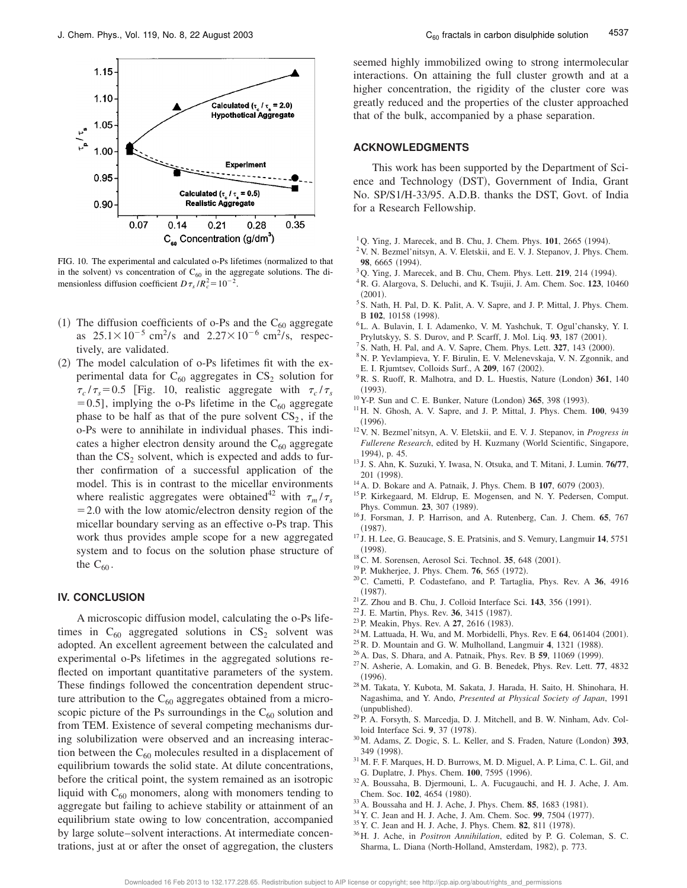FIG. 10. The experimental and calculated o-Ps lifetimes (normalized to that in the solvent) vs concentration of $C_{60}$ in the aggregate solutions. The dimensionless diffusion coefficient $D\tau_s/R_c^2 = 10^{-2}$.

(1) The diffusion coefficients of o-Ps and the $C_{60}$ aggregate as $25.1\times10^{-5}$ cm$^2$/s and $2.27\times10^{-6}$ cm$^2$/s, respectively, are validated.

(2) The model calculation of o-Ps lifetimes fit with the experimental data for $C_{60}$ aggregates in $CS_2$ solution for $\tau_c/\tau_s = 0.5$ [Fig. 10, realistic aggregate with $\tau_c/\tau_s = 0.5$], implying the o-Ps lifetime in the $C_{60}$ aggregate phase to be half as that of the pure solvent $CS_2$, if the o-Ps were to annihilate in individual phases. This indicates a higher electron density around the $C_{60}$ aggregate than the $CS_2$ solvent, which is expected and adds to further confirmation of a successful application of the model. This is in contrast to the micellar environments where realistic aggregates were obtained[42] with $\tau_m/\tau_s = 2.0$ with the low atomic/electron density region of the micellar boundary serving as an effective o-Ps trap. This work thus provides ample scope for a new aggregated system and to focus on the solution phase structure of the $C_{60}$.

## IV. CONCLUSION

A microscopic diffusion model, calculating the o-Ps lifetimes in $C_{60}$ aggregated solutions in $CS_2$ solvent was adopted. An excellent agreement between the calculated and experimental o-Ps lifetimes in the aggregated solutions reflected on important quantitative parameters of the system. These findings followed the concentration dependent structure attribution to the $C_{60}$ aggregates obtained from a microscopic picture of the Ps surroundings in the $C_{60}$ solution and from TEM. Existence of several competing mechanisms during solubilization were observed and an increasing interaction between the $C_{60}$ molecules resulted in a displacement of equilibrium towards the solid state. At dilute concentrations, before the critical point, the system remained as an isotropic liquid with $C_{60}$ monomers, along with monomers tending to aggregate but failing to achieve stability or attainment of an equilibrium state owing to low concentration, accompanied by large solute–solvent interactions. At intermediate concentrations, just at or after the onset of aggregation, the clusters seemed highly immobilized owing to strong intermolecular interactions. On attaining the full cluster growth and at a higher concentration, the rigidity of the cluster core was greatly reduced and the properties of the cluster approached that of the bulk, accompanied by a phase separation.

## ACKNOWLEDGMENTS

This work has been supported by the Department of Science and Technology (DST), Government of India, Grant No. SP/S1/H-33/95. A.D.B. thanks the DST, Govt. of India for a Research Fellowship.

[1] Q. Ying, J. Marecek, and B. Chu, J. Chem. Phys. **101**, 2665 (1994).
[2] V. N. Bezmel'nitsyn, A. V. Eletskii, and E. V. J. Stepanov, J. Phys. Chem. **98**, 6665 (1994).
[3] Q. Ying, J. Marecek, and B. Chu, Chem. Phys. Lett. **219**, 214 (1994).
[4] R. G. Alargova, S. Deluchi, and K. Tsujii, J. Am. Chem. Soc. **123**, 10460 (2001).
[5] S. Nath, H. Pal, D. K. Palit, A. V. Sapre, and J. P. Mittal, J. Phys. Chem. B **102**, 10158 (1998).
[6] L. A. Bulavin, I. I. Adamenko, V. M. Yashchuk, T. Ogul'chansky, Y. I. Prylutskyy, S. S. Durov, and P. Scarff, J. Mol. Liq. **93**, 187 (2001).
[7] S. Nath, H. Pal, and A. V. Sapre, Chem. Phys. Lett. **327**, 143 (2000).
[8] N. P. Yevlampieva, Y. F. Birulin, E. V. Melenevskaja, V. N. Zgonnik, and E. I. Rjumtsev, Colloids Surf., A **209**, 167 (2002).
[9] R. S. Ruoff, R. Malhotra, and D. L. Huestis, Nature (London) **361**, 140 (1993).
[10] Y-P. Sun and C. E. Bunker, Nature (London) **365**, 398 (1993).
[11] H. N. Ghosh, A. V. Sapre, and J. P. Mittal, J. Phys. Chem. **100**, 9439 (1996).
[12] V. N. Bezmel'nitsyn, A. V. Eletskii, and E. V. J. Stepanov, in *Progress in Fullerene Research*, edited by H. Kuzmany (World Scientific, Singapore, 1994), p. 45.
[13] J. S. Ahn, K. Suzuki, Y. Iwasa, N. Otsuka, and T. Mitani, J. Lumin. **76/77**, 201 (1998).
[14] A. D. Bokare and A. Patnaik, J. Phys. Chem. B **107**, 6079 (2003).
[15] P. Kirkegaard, M. Eldrup, E. Mogensen, and N. Y. Pedersen, Comput. Phys. Commun. **23**, 307 (1989).
[16] J. Forsman, J. P. Harrison, and A. Rutenberg, Can. J. Chem. **65**, 767 (1987).
[17] J. H. Lee, G. Beaucage, S. E. Pratsinis, and S. Vemury, Langmuir **14**, 5751 (1998).
[18] C. M. Sorensen, Aerosol Sci. Technol. **35**, 648 (2001).
[19] P. Mukherjee, J. Phys. Chem. **76**, 565 (1972).
[20] C. Cametti, P. Codastefano, and P. Tartaglia, Phys. Rev. A **36**, 4916 (1987).
[21] Z. Zhou and B. Chu, J. Colloid Interface Sci. **143**, 356 (1991).
[22] J. E. Martin, Phys. Rev. **36**, 3415 (1987).
[23] P. Meakin, Phys. Rev. A **27**, 2616 (1983).
[24] M. Lattuada, H. Wu, and M. Morbidelli, Phys. Rev. E **64**, 061404 (2001).
[25] R. D. Mountain and G. W. Mulholland, Langmuir **4**, 1321 (1988).
[26] A. Das, S. Dhara, and A. Patnaik, Phys. Rev. B **59**, 11069 (1999).
[27] N. Asherie, A. Lomakin, and G. B. Benedek, Phys. Rev. Lett. **77**, 4832 (1996).
[28] M. Takata, Y. Kubota, M. Sakata, J. Harada, H. Saito, H. Shinohara, H. Nagashima, and Y. Ando, *Presented at Physical Society of Japan*, 1991 (unpublished).
[29] P. A. Forsyth, S. Marcedja, D. J. Mitchell, and B. W. Ninham, Adv. Colloid Interface Sci. **9**, 37 (1978).
[30] M. Adams, Z. Dogic, S. L. Keller, and S. Fraden, Nature (London) **393**, 349 (1998).
[31] M. F. F. Marques, H. D. Burrows, M. D. Miguel, A. P. Lima, C. L. Gil, and G. Duplatre, J. Phys. Chem. **100**, 7595 (1996).
[32] A. Boussaha, B. Djermouni, L. A. Fucugauchi, and H. J. Ache, J. Am. Chem. Soc. **102**, 4654 (1980).
[33] A. Boussaha and H. J. Ache, J. Phys. Chem. **85**, 1683 (1981).
[34] Y. C. Jean and H. J. Ache, J. Am. Chem. Soc. **99**, 7504 (1977).
[35] Y. C. Jean and H. J. Ache, J. Phys. Chem. **82**, 811 (1978).
[36] H. J. Ache, in *Positron Annihilation*, edited by P. G. Coleman, S. C. Sharma, L. Diana (North-Holland, Amsterdam, 1982), p. 773.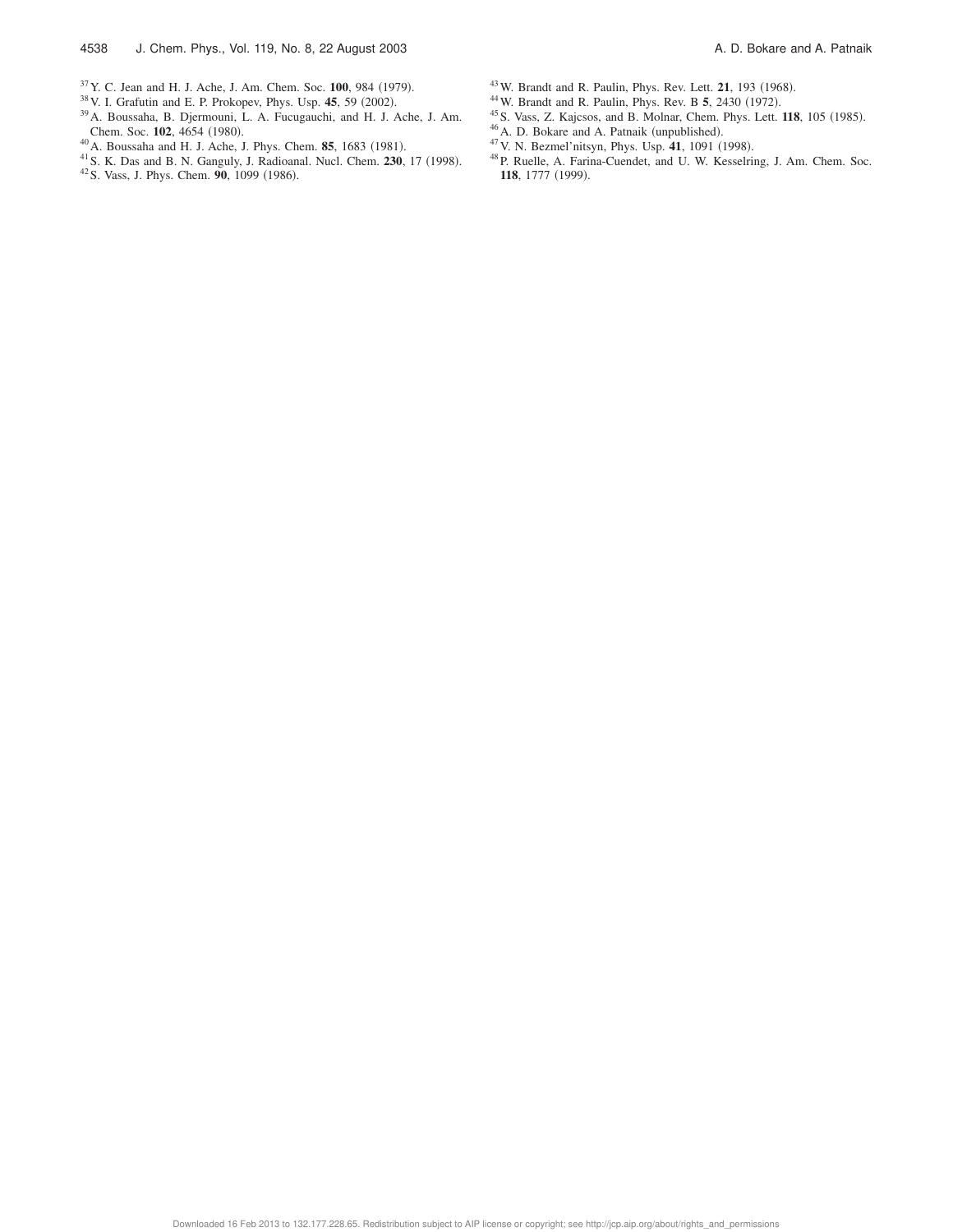[37] Y. C. Jean and H. J. Ache, J. Am. Chem. Soc. **100**, 984 (1979).

[38] V. I. Grafutin and E. P. Prokopev, Phys. Usp. **45**, 59 (2002).

[39] A. Boussaha, B. Djermouni, L. A. Fucugauchi, and H. J. Ache, J. Am. Chem. Soc. **102**, 4654 (1980).

[40] A. Boussaha and H. J. Ache, J. Phys. Chem. **85**, 1683 (1981).

[41] S. K. Das and B. N. Ganguly, J. Radioanal. Nucl. Chem. **230**, 17 (1998).

[42] S. Vass, J. Phys. Chem. **90**, 1099 (1986).

[43] W. Brandt and R. Paulin, Phys. Rev. Lett. **21**, 193 (1968).

[44] W. Brandt and R. Paulin, Phys. Rev. B **5**, 2430 (1972).

[45] S. Vass, Z. Kajcsos, and B. Molnar, Chem. Phys. Lett. **118**, 105 (1985).

[46] A. D. Bokare and A. Patnaik (unpublished).

[47] V. N. Bezmel'nitsyn, Phys. Usp. **41**, 1091 (1998).

[48] P. Ruelle, A. Farina-Cuendet, and U. W. Kesselring, J. Am. Chem. Soc. **118**, 1777 (1999).